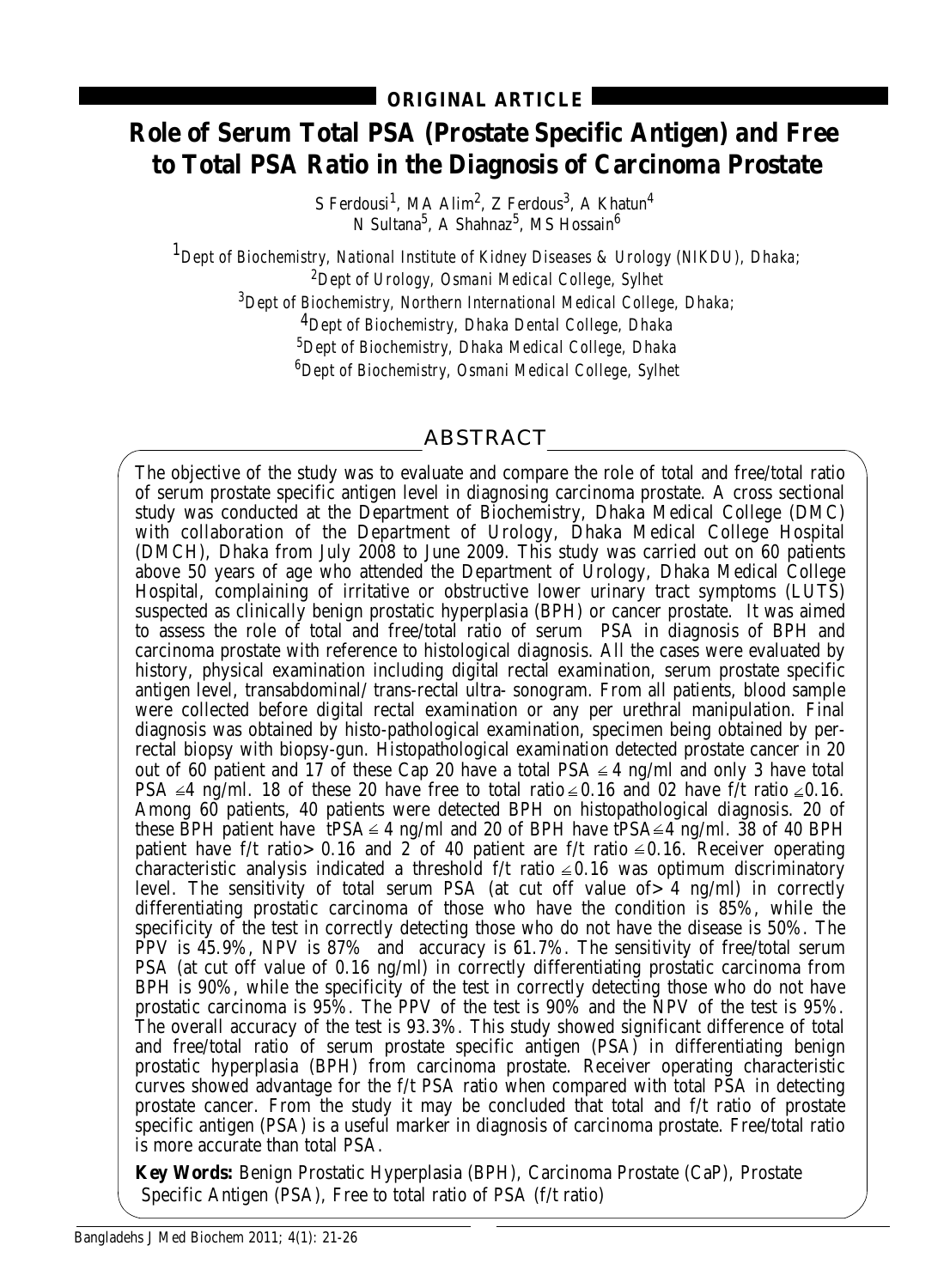ORIGINAL ARTICLE

# Role of Serum Total PSA (Prostate Specific Antigen) and Free to Total PSA Ratio in the Diagnosis of Carcinoma Prostate

S Ferdousi[1], MA Alim[2], Z Ferdous[3], A Khatun[4]
N Sultana[5], A Shahnaz[5], MS Hossain[6]

[1]Dept of Biochemistry, National Institute of Kidney Diseases & Urology (NIKDU), Dhaka;
[2]Dept of Urology, Osmani Medical College, Sylhet
[3]Dept of Biochemistry, Northern International Medical College, Dhaka;
[4]Dept of Biochemistry, Dhaka Dental College, Dhaka
[5]Dept of Biochemistry, Dhaka Medical College, Dhaka
[6]Dept of Biochemistry, Osmani Medical College, Sylhet

## ABSTRACT

The objective of the study was to evaluate and compare the role of total and free/total ratio of serum prostate specific antigen level in diagnosing carcinoma prostate. A cross sectional study was conducted at the Department of Biochemistry, Dhaka Medical College (DMC) with collaboration of the Department of Urology, Dhaka Medical College Hospital (DMCH), Dhaka from July 2008 to June 2009. This study was carried out on 60 patients above 50 years of age who attended the Department of Urology, Dhaka Medical College Hospital, complaining of irritative or obstructive lower urinary tract symptoms (LUTS) suspected as clinically benign prostatic hyperplasia (BPH) or cancer prostate. It was aimed to assess the role of total and free/total ratio of serum PSA in diagnosis of BPH and carcinoma prostate with reference to histological diagnosis. All the cases were evaluated by history, physical examination including digital rectal examination, serum prostate specific antigen level, transabdominal/ trans-rectal ultra- sonogram. From all patients, blood sample were collected before digital rectal examination or any per urethral manipulation. Final diagnosis was obtained by histo-pathological examination, specimen being obtained by per-rectal biopsy with biopsy-gun. Histopathological examination detected prostate cancer in 20 out of 60 patient and 17 of these Cap 20 have a total PSA $\leq$ 4 ng/ml and only 3 have total PSA $\leq$4 ng/ml. 18 of these 20 have free to total ratio$\leq$0.16 and 02 have f/t ratio $\leq$0.16. Among 60 patients, 40 patients were detected BPH on histopathological diagnosis. 20 of these BPH patient have tPSA$\leq$ 4 ng/ml and 20 of BPH have tPSA$\leq$4 ng/ml. 38 of 40 BPH patient have f/t ratio> 0.16 and 2 of 40 patient are f/t ratio $\leq$0.16. Receiver operating characteristic analysis indicated a threshold f/t ratio $\leq$0.16 was optimum discriminatory level. The sensitivity of total serum PSA (at cut off value of> 4 ng/ml) in correctly differentiating prostatic carcinoma of those who have the condition is 85%, while the specificity of the test in correctly detecting those who do not have the disease is 50%. The PPV is 45.9%, NPV is 87% and accuracy is 61.7%. The sensitivity of free/total serum PSA (at cut off value of 0.16 ng/ml) in correctly differentiating prostatic carcinoma from BPH is 90%, while the specificity of the test in correctly detecting those who do not have prostatic carcinoma is 95%. The PPV of the test is 90% and the NPV of the test is 95%. The overall accuracy of the test is 93.3%. This study showed significant difference of total and free/total ratio of serum prostate specific antigen (PSA) in differentiating benign prostatic hyperplasia (BPH) from carcinoma prostate. Receiver operating characteristic curves showed advantage for the f/t PSA ratio when compared with total PSA in detecting prostate cancer. From the study it may be concluded that total and f/t ratio of prostate specific antigen (PSA) is a useful marker in diagnosis of carcinoma prostate. Free/total ratio is more accurate than total PSA.

**Key Words:** Benign Prostatic Hyperplasia (BPH), Carcinoma Prostate (CaP), Prostate Specific Antigen (PSA), Free to total ratio of PSA (f/t ratio)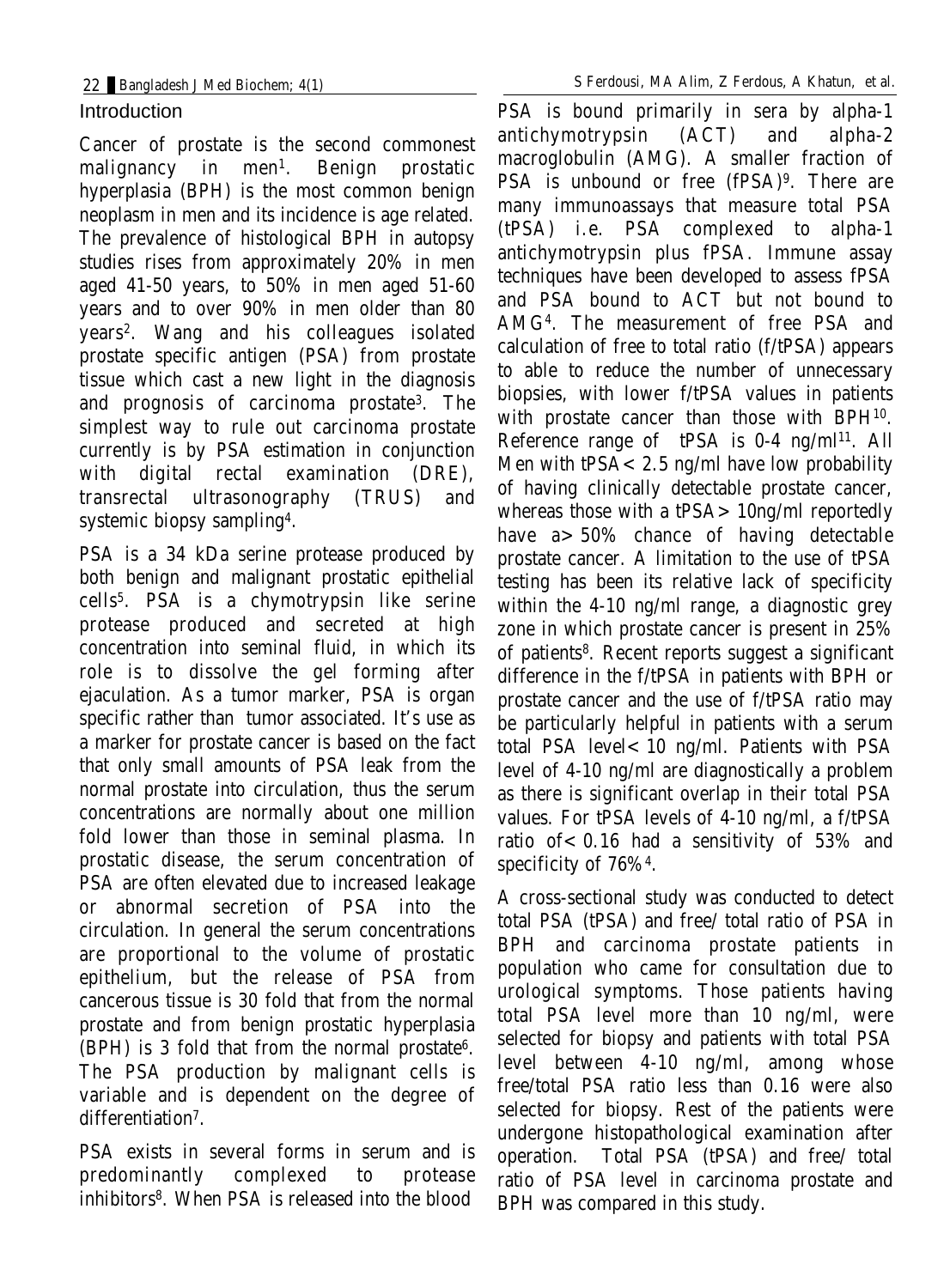## Introduction

Cancer of prostate is the second commonest malignancy in men[1]. Benign prostatic hyperplasia (BPH) is the most common benign neoplasm in men and its incidence is age related. The prevalence of histological BPH in autopsy studies rises from approximately 20% in men aged 41-50 years, to 50% in men aged 51-60 years and to over 90% in men older than 80 years[2]. Wang and his colleagues isolated prostate specific antigen (PSA) from prostate tissue which cast a new light in the diagnosis and prognosis of carcinoma prostate[3]. The simplest way to rule out carcinoma prostate currently is by PSA estimation in conjunction with digital rectal examination (DRE), transrectal ultrasonography (TRUS) and systemic biopsy sampling[4].

PSA is a 34 kDa serine protease produced by both benign and malignant prostatic epithelial cells[5]. PSA is a chymotrypsin like serine protease produced and secreted at high concentration into seminal fluid, in which its role is to dissolve the gel forming after ejaculation. As a tumor marker, PSA is organ specific rather than tumor associated. It's use as a marker for prostate cancer is based on the fact that only small amounts of PSA leak from the normal prostate into circulation, thus the serum concentrations are normally about one million fold lower than those in seminal plasma. In prostatic disease, the serum concentration of PSA are often elevated due to increased leakage or abnormal secretion of PSA into the circulation. In general the serum concentrations are proportional to the volume of prostatic epithelium, but the release of PSA from cancerous tissue is 30 fold that from the normal prostate and from benign prostatic hyperplasia (BPH) is 3 fold that from the normal prostate[6]. The PSA production by malignant cells is variable and is dependent on the degree of differentiation[7].

PSA exists in several forms in serum and is predominantly complexed to protease inhibitors[8]. When PSA is released into the blood PSA is bound primarily in sera by alpha-1 antichymotrypsin (ACT) and alpha-2 macroglobulin (AMG). A smaller fraction of PSA is unbound or free (fPSA)[9]. There are many immunoassays that measure total PSA (tPSA) i.e. PSA complexed to alpha-1 antichymotrypsin plus fPSA. Immune assay techniques have been developed to assess fPSA and PSA bound to ACT but not bound to AMG[4]. The measurement of free PSA and calculation of free to total ratio (f/tPSA) appears to able to reduce the number of unnecessary biopsies, with lower f/tPSA values in patients with prostate cancer than those with BPH[10]. Reference range of tPSA is 0-4 ng/ml[11]. All Men with tPSA< 2.5 ng/ml have low probability of having clinically detectable prostate cancer, whereas those with a tPSA> 10ng/ml reportedly have a> 50% chance of having detectable prostate cancer. A limitation to the use of tPSA testing has been its relative lack of specificity within the 4-10 ng/ml range, a diagnostic grey zone in which prostate cancer is present in 25% of patients[8]. Recent reports suggest a significant difference in the f/tPSA in patients with BPH or prostate cancer and the use of f/tPSA ratio may be particularly helpful in patients with a serum total PSA level< 10 ng/ml. Patients with PSA level of 4-10 ng/ml are diagnostically a problem as there is significant overlap in their total PSA values. For tPSA levels of 4-10 ng/ml, a f/tPSA ratio of< 0.16 had a sensitivity of 53% and specificity of 76%[4].

A cross-sectional study was conducted to detect total PSA (tPSA) and free/ total ratio of PSA in BPH and carcinoma prostate patients in population who came for consultation due to urological symptoms. Those patients having total PSA level more than 10 ng/ml, were selected for biopsy and patients with total PSA level between 4-10 ng/ml, among whose free/total PSA ratio less than 0.16 were also selected for biopsy. Rest of the patients were undergone histopathological examination after operation. Total PSA (tPSA) and free/ total ratio of PSA level in carcinoma prostate and BPH was compared in this study.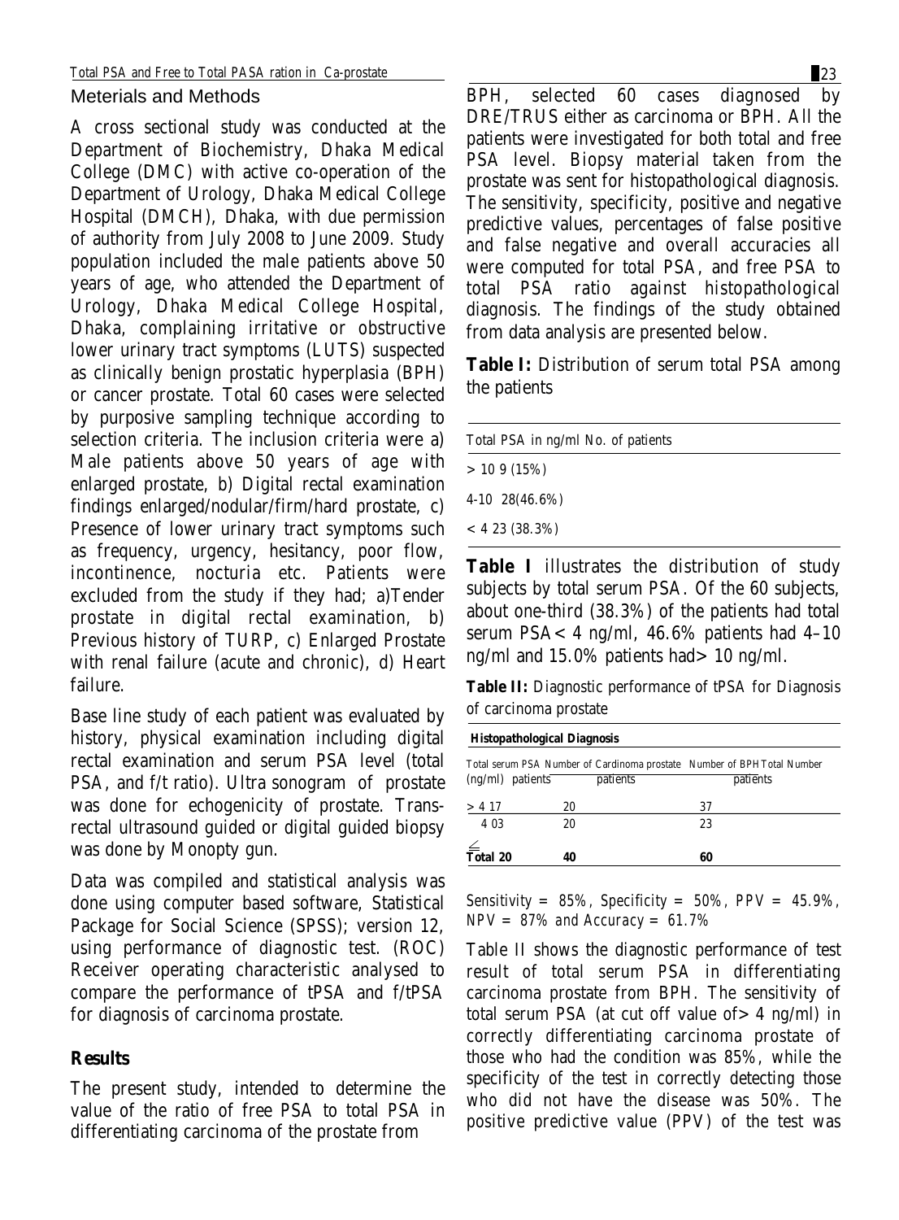## Meterials and Methods

A cross sectional study was conducted at the Department of Biochemistry, Dhaka Medical College (DMC) with active co-operation of the Department of Urology, Dhaka Medical College Hospital (DMCH), Dhaka, with due permission of authority from July 2008 to June 2009. Study population included the male patients above 50 years of age, who attended the Department of Urology, Dhaka Medical College Hospital, Dhaka, complaining irritative or obstructive lower urinary tract symptoms (LUTS) suspected as clinically benign prostatic hyperplasia (BPH) or cancer prostate. Total 60 cases were selected by purposive sampling technique according to selection criteria. The inclusion criteria were a) Male patients above 50 years of age with enlarged prostate, b) Digital rectal examination findings enlarged/nodular/firm/hard prostate, c) Presence of lower urinary tract symptoms such as frequency, urgency, hesitancy, poor flow, incontinence, nocturia etc. Patients were excluded from the study if they had; a)Tender prostate in digital rectal examination, b) Previous history of TURP, c) Enlarged Prostate with renal failure (acute and chronic), d) Heart failure.

Base line study of each patient was evaluated by history, physical examination including digital rectal examination and serum PSA level (total PSA, and f/t ratio). Ultra sonogram of prostate was done for echogenicity of prostate. Trans-rectal ultrasound guided or digital guided biopsy was done by Monopty gun.

Data was compiled and statistical analysis was done using computer based software, Statistical Package for Social Science (SPSS); version 12, using performance of diagnostic test. (ROC) Receiver operating characteristic analysed to compare the performance of tPSA and f/tPSA for diagnosis of carcinoma prostate.

## Results

The present study, intended to determine the value of the ratio of free PSA to total PSA in differentiating carcinoma of the prostate from BPH, selected 60 cases diagnosed by DRE/TRUS either as carcinoma or BPH. All the patients were investigated for both total and free PSA level. Biopsy material taken from the prostate was sent for histopathological diagnosis. The sensitivity, specificity, positive and negative predictive values, percentages of false positive and false negative and overall accuracies all were computed for total PSA, and free PSA to total PSA ratio against histopathological diagnosis. The findings of the study obtained from data analysis are presented below.

**Table I:** Distribution of serum total PSA among the patients

| Total PSA in ng/ml | No. of patients |
|---|---|
| > 10 | 9 (15%) |
| 4-10 | 28(46.6%) |
| < 4 | 23 (38.3%) |

**Table I** illustrates the distribution of study subjects by total serum PSA. Of the 60 subjects, about one-third (38.3%) of the patients had total serum PSA< 4 ng/ml, 46.6% patients had 4–10 ng/ml and 15.0% patients had> 10 ng/ml.

**Table II:** Diagnostic performance of tPSA for Diagnosis of carcinoma prostate

| | Histopathological Diagnosis | | |
|---|---|---|---|
| Total serum PSA (ng/ml) | Number of Cardinoma prostate patients | Number of BPH patients | Total Number patients |
| > 4 | 17 | 20 | 37 |
| ≤ 4 | 03 | 20 | 23 |
| **Total** | **20** | **40** | **60** |

*Sensitivity = 85%, Specificity = 50%, PPV = 45.9%, NPV = 87% and Accuracy = 61.7%*

Table II shows the diagnostic performance of test result of total serum PSA in differentiating carcinoma prostate from BPH. The sensitivity of total serum PSA (at cut off value of> 4 ng/ml) in correctly differentiating carcinoma prostate of those who had the condition was 85%, while the specificity of the test in correctly detecting those who did not have the disease was 50%. The positive predictive value (PPV) of the test was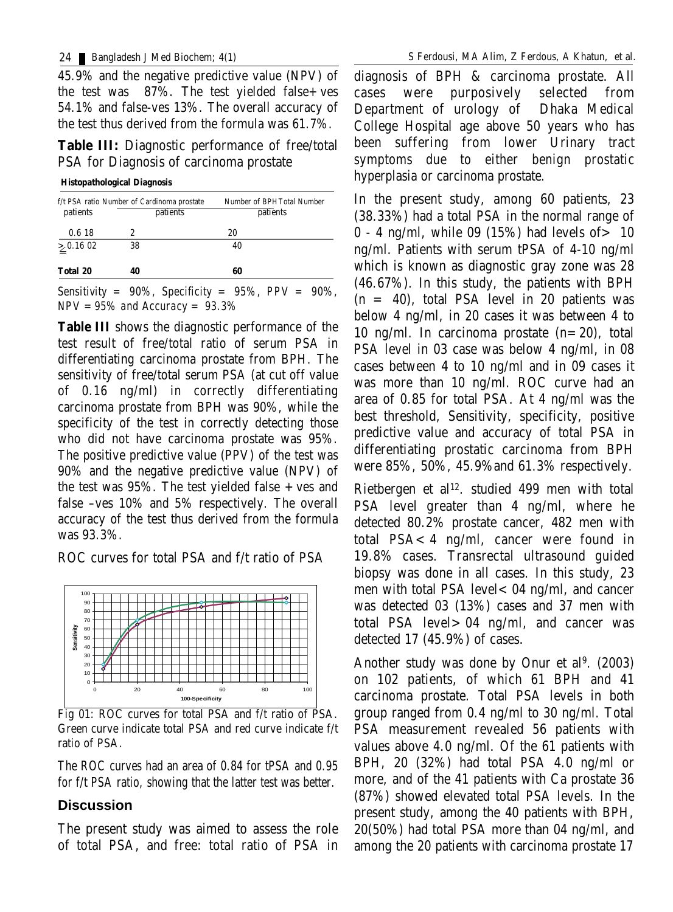45.9% and the negative predictive value (NPV) of the test was 87%. The test yielded false+ves 54.1% and false-ves 13%. The overall accuracy of the test thus derived from the formula was 61.7%.

**Table III:** Diagnostic performance of free/total PSA for Diagnosis of carcinoma prostate

| Histopathological Diagnosis | | |
|---|---|---|
| f/t PSA ratio Number of Cardinoma prostate patients | Number of BPH patients | Total Number patients |
| 0.6 18 | 2 | 20 |
| ≥ 0.16 02 | 38 | 40 |
| **Total 20** | **40** | **60** |

*Sensitivity = 90%, Specificity = 95%, PPV = 90%, NPV = 95% and Accuracy = 93.3%*

**Table III** shows the diagnostic performance of the test result of free/total ratio of serum PSA in differentiating carcinoma prostate from BPH. The sensitivity of free/total serum PSA (at cut off value of 0.16 ng/ml) in correctly differentiating carcinoma prostate from BPH was 90%, while the specificity of the test in correctly detecting those who did not have carcinoma prostate was 95%. The positive predictive value (PPV) of the test was 90% and the negative predictive value (NPV) of the test was 95%. The test yielded false +ves and false –ves 10% and 5% respectively. The overall accuracy of the test thus derived from the formula was 93.3%.

ROC curves for total PSA and f/t ratio of PSA

Fig 01: ROC curves for total PSA and f/t ratio of PSA. Green curve indicate total PSA and red curve indicate f/t ratio of PSA.

*The ROC curves had an area of 0.84 for tPSA and 0.95 for f/t PSA ratio, showing that the latter test was better.*

## Discussion

The present study was aimed to assess the role of total PSA, and free: total ratio of PSA in diagnosis of BPH & carcinoma prostate. All cases were purposively selected from Department of urology of Dhaka Medical College Hospital age above 50 years who has been suffering from lower Urinary tract symptoms due to either benign prostatic hyperplasia or carcinoma prostate.

In the present study, among 60 patients, 23 (38.33%) had a total PSA in the normal range of 0 - 4 ng/ml, while 09 (15%) had levels of> 10 ng/ml. Patients with serum tPSA of 4-10 ng/ml which is known as diagnostic gray zone was 28 (46.67%). In this study, the patients with BPH (n = 40), total PSA level in 20 patients was below 4 ng/ml, in 20 cases it was between 4 to 10 ng/ml. In carcinoma prostate (n=20), total PSA level in 03 case was below 4 ng/ml, in 08 cases between 4 to 10 ng/ml and in 09 cases it was more than 10 ng/ml. ROC curve had an area of 0.85 for total PSA. At 4 ng/ml was the best threshold, Sensitivity, specificity, positive predictive value and accuracy of total PSA in differentiating prostatic carcinoma from BPH were 85%, 50%, 45.9% and 61.3% respectively.

Rietbergen et al[12]. studied 499 men with total PSA level greater than 4 ng/ml, where he detected 80.2% prostate cancer, 482 men with total PSA< 4 ng/ml, cancer were found in 19.8% cases. Transrectal ultrasound guided biopsy was done in all cases. In this study, 23 men with total PSA level< 04 ng/ml, and cancer was detected 03 (13%) cases and 37 men with total PSA level> 04 ng/ml, and cancer was detected 17 (45.9%) of cases.

Another study was done by Onur et al[9]. (2003) on 102 patients, of which 61 BPH and 41 carcinoma prostate. Total PSA levels in both group ranged from 0.4 ng/ml to 30 ng/ml. Total PSA measurement revealed 56 patients with values above 4.0 ng/ml. Of the 61 patients with BPH, 20 (32%) had total PSA 4.0 ng/ml or more, and of the 41 patients with Ca prostate 36 (87%) showed elevated total PSA levels. In the present study, among the 40 patients with BPH, 20(50%) had total PSA more than 04 ng/ml, and among the 20 patients with carcinoma prostate 17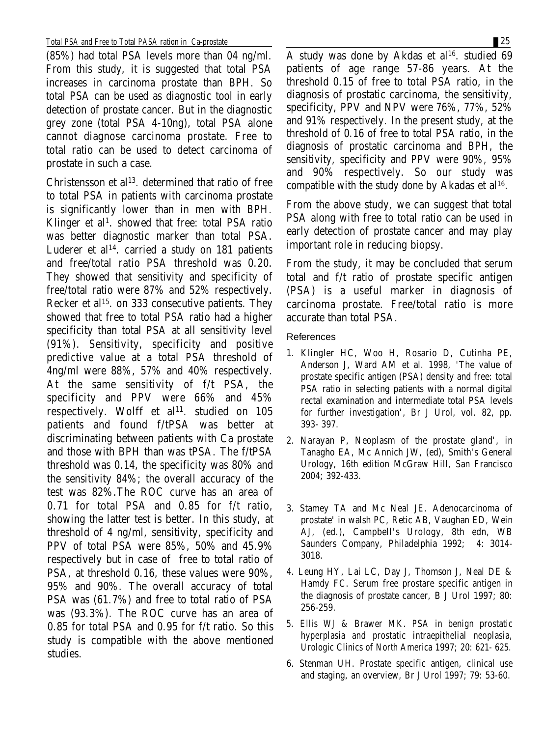(85%) had total PSA levels more than 04 ng/ml. From this study, it is suggested that total PSA increases in carcinoma prostate than BPH. So total PSA can be used as diagnostic tool in early detection of prostate cancer. But in the diagnostic grey zone (total PSA 4-10ng), total PSA alone cannot diagnose carcinoma prostate. Free to total ratio can be used to detect carcinoma of prostate in such a case.

Christensson et al[13]. determined that ratio of free to total PSA in patients with carcinoma prostate is significantly lower than in men with BPH. Klinger et al[1]. showed that free: total PSA ratio was better diagnostic marker than total PSA. Luderer et al[14]. carried a study on 181 patients and free/total ratio PSA threshold was 0.20. They showed that sensitivity and specificity of free/total ratio were 87% and 52% respectively. Recker et al[15]. on 333 consecutive patients. They showed that free to total PSA ratio had a higher specificity than total PSA at all sensitivity level (91%). Sensitivity, specificity and positive predictive value at a total PSA threshold of 4ng/ml were 88%, 57% and 40% respectively. At the same sensitivity of f/t PSA, the specificity and PPV were 66% and 45% respectively. Wolff et al[11]. studied on 105 patients and found f/tPSA was better at discriminating between patients with Ca prostate and those with BPH than was tPSA. The f/tPSA threshold was 0.14, the specificity was 80% and the sensitivity 84%; the overall accuracy of the test was 82%.The ROC curve has an area of 0.71 for total PSA and 0.85 for f/t ratio, showing the latter test is better. In this study, at threshold of 4 ng/ml, sensitivity, specificity and PPV of total PSA were 85%, 50% and 45.9% respectively but in case of free to total ratio of PSA, at threshold 0.16, these values were 90%, 95% and 90%. The overall accuracy of total PSA was (61.7%) and free to total ratio of PSA was (93.3%). The ROC curve has an area of 0.85 for total PSA and 0.95 for f/t ratio. So this study is compatible with the above mentioned studies.

A study was done by Akdas et al[16]. studied 69 patients of age range 57-86 years. At the threshold 0.15 of free to total PSA ratio, in the diagnosis of prostatic carcinoma, the sensitivity, specificity, PPV and NPV were 76%, 77%, 52% and 91% respectively. In the present study, at the threshold of 0.16 of free to total PSA ratio, in the diagnosis of prostatic carcinoma and BPH, the sensitivity, specificity and PPV were 90%, 95% and 90% respectively. So our study was compatible with the study done by Akadas et al[16].

From the above study, we can suggest that total PSA along with free to total ratio can be used in early detection of prostate cancer and may play important role in reducing biopsy.

From the study, it may be concluded that serum total and f/t ratio of prostate specific antigen (PSA) is a useful marker in diagnosis of carcinoma prostate. Free/total ratio is more accurate than total PSA.

## References

1. Klingler HC, Woo H, Rosario D, Cutinha PE, Anderson J, Ward AM et al. 1998, 'The value of prostate specific antigen (PSA) density and free: total PSA ratio in selecting patients with a normal digital rectal examination and intermediate total PSA levels for further investigation', Br J Urol, vol. 82, pp. 393- 397.
2. Narayan P, Neoplasm of the prostate gland', in Tanagho EA, Mc Annich JW, (ed), Smith's General Urology, 16th edition McGraw Hill, San Francisco 2004; 392-433.
3. Stamey TA and Mc Neal JE. Adenocarcinoma of prostate' in walsh PC, Retic AB, Vaughan ED, Wein AJ, (ed.), Campbell's Urology, 8th edn, WB Saunders Company, Philadelphia 1992; 4: 3014-3018.
4. Leung HY, Lai LC, Day J, Thomson J, Neal DE & Hamdy FC. Serum free prostare specific antigen in the diagnosis of prostate cancer, B J Urol 1997; 80: 256-259.
5. Ellis WJ & Brawer MK. PSA in benign prostatic hyperplasia and prostatic intraepithelial neoplasia, Urologic Clinics of North America 1997; 20: 621- 625.
6. Stenman UH. Prostate specific antigen, clinical use and staging, an overview, Br J Urol 1997; 79: 53-60.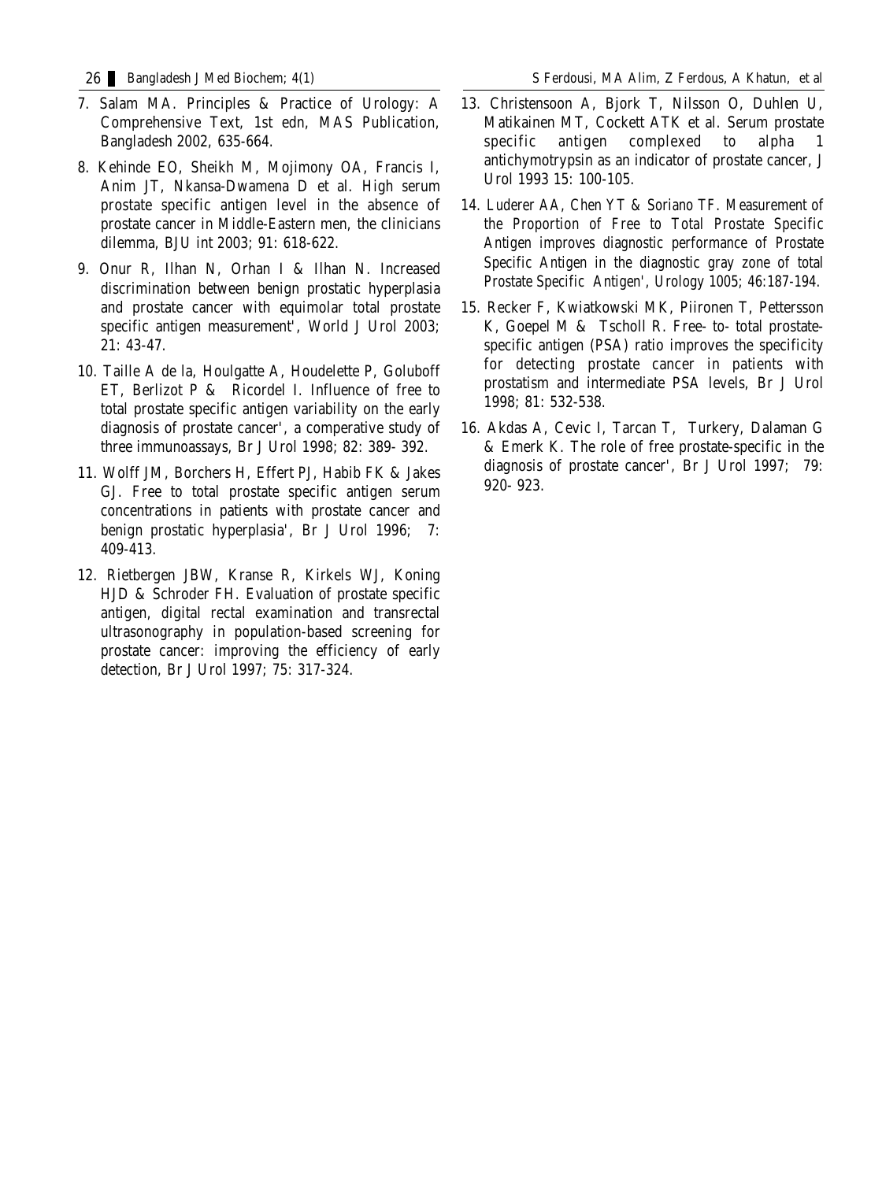7. Salam MA. Principles & Practice of Urology: A Comprehensive Text, 1st edn, MAS Publication, Bangladesh 2002, 635-664.

8. Kehinde EO, Sheikh M, Mojimony OA, Francis I, Anim JT, Nkansa-Dwamena D et al. High serum prostate specific antigen level in the absence of prostate cancer in Middle-Eastern men, the clinicians dilemma, BJU int 2003; 91: 618-622.

9. Onur R, Ilhan N, Orhan I & Ilhan N. Increased discrimination between benign prostatic hyperplasia and prostate cancer with equimolar total prostate specific antigen measurement', World J Urol 2003; 21: 43-47.

10. Taille A de la, Houlgatte A, Houdelette P, Goluboff ET, Berlizot P & Ricordel I. Influence of free to total prostate specific antigen variability on the early diagnosis of prostate cancer', a comperative study of three immunoassays, Br J Urol 1998; 82: 389- 392.

11. Wolff JM, Borchers H, Effert PJ, Habib FK & Jakes GJ. Free to total prostate specific antigen serum concentrations in patients with prostate cancer and benign prostatic hyperplasia', Br J Urol 1996; 7: 409-413.

12. Rietbergen JBW, Kranse R, Kirkels WJ, Koning HJD & Schroder FH. Evaluation of prostate specific antigen, digital rectal examination and transrectal ultrasonography in population-based screening for prostate cancer: improving the efficiency of early detection, Br J Urol 1997; 75: 317-324.

13. Christensoon A, Bjork T, Nilsson O, Duhlen U, Matikainen MT, Cockett ATK et al. Serum prostate specific antigen complexed to alpha 1 antichymotrypsin as an indicator of prostate cancer, J Urol 1993 15: 100-105.

14. Luderer AA, Chen YT & Soriano TF. Measurement of the Proportion of Free to Total Prostate Specific Antigen improves diagnostic performance of Prostate Specific Antigen in the diagnostic gray zone of total Prostate Specific Antigen', Urology 1005; 46:187-194.

15. Recker F, Kwiatkowski MK, Piironen T, Pettersson K, Goepel M & Tscholl R. Free- to- total prostate-specific antigen (PSA) ratio improves the specificity for detecting prostate cancer in patients with prostatism and intermediate PSA levels, Br J Urol 1998; 81: 532-538.

16. Akdas A, Cevic I, Tarcan T, Turkery, Dalaman G & Emerk K. The role of free prostate-specific in the diagnosis of prostate cancer', Br J Urol 1997; 79: 920- 923.